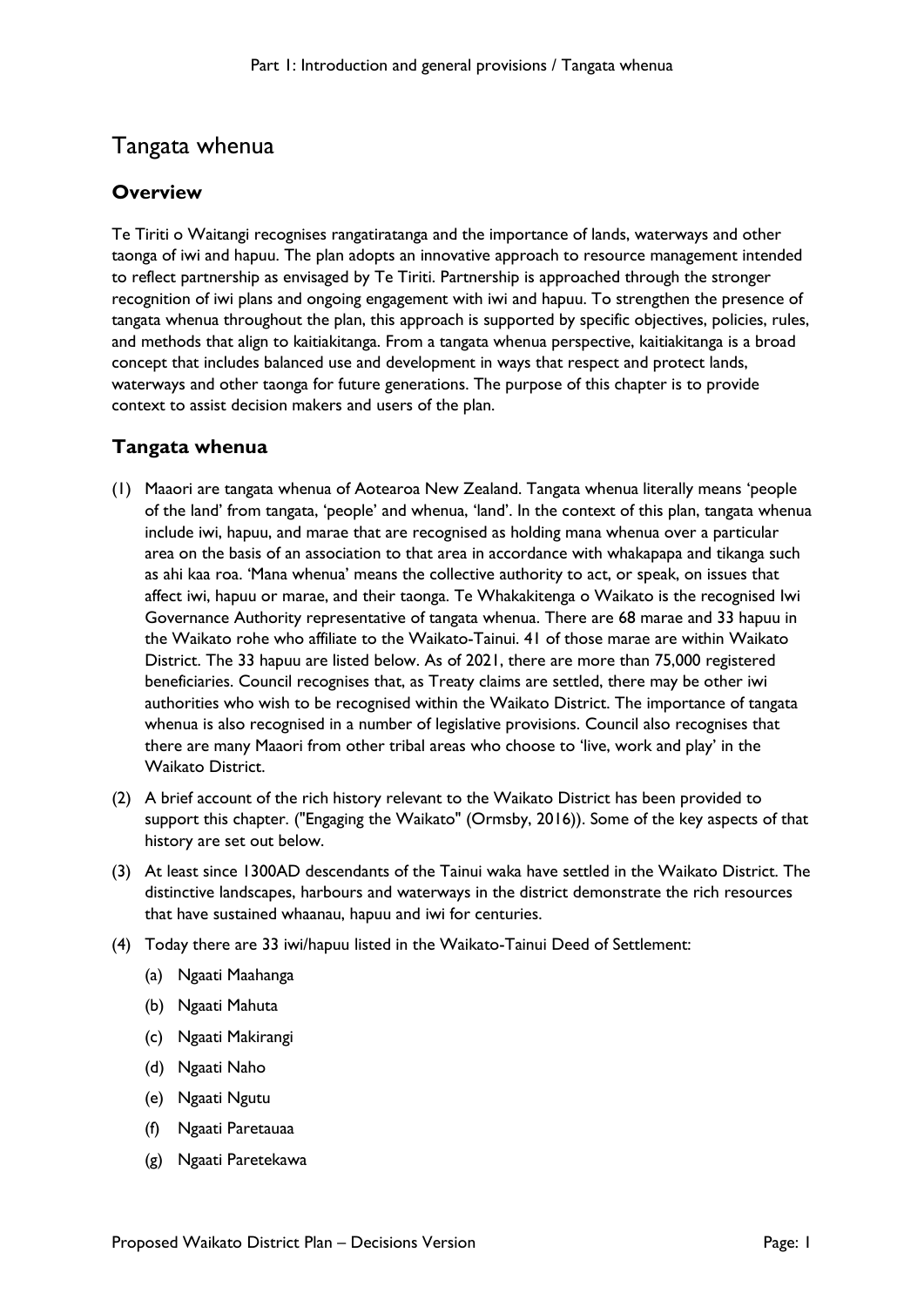# Tangata whenua

## Overview

Te Tiriti o Waitangi recognises rangatiratanga and the importance of lands, waterways and other taonga of iwi and hapuu. The plan adopts an innovative approach to resource management intended to reflect partnership as envisaged by Te Tiriti. Partnership is approached through the stronger recognition of iwi plans and ongoing engagement with iwi and hapuu. To strengthen the presence of tangata whenua throughout the plan, this approach is supported by specific objectives, policies, rules, and methods that align to kaitiakitanga. From a tangata whenua perspective, kaitiakitanga is a broad concept that includes balanced use and development in ways that respect and protect lands, waterways and other taonga for future generations. The purpose of this chapter is to provide context to assist decision makers and users of the plan.

## Tangata whenua

(1) Maaori are tangata whenua of Aotearoa New Zealand. Tangata whenua literally means 'people of the land' from tangata, 'people' and whenua, 'land'. In the context of this plan, tangata whenua include iwi, hapuu, and marae that are recognised as holding mana whenua over a particular area on the basis of an association to that area in accordance with whakapapa and tikanga such as ahi kaa roa. 'Mana whenua' means the collective authority to act, or speak, on issues that affect iwi, hapuu or marae, and their taonga. Te Whakakitenga o Waikato is the recognised Iwi Governance Authority representative of tangata whenua. There are 68 marae and 33 hapuu in the Waikato rohe who affiliate to the Waikato-Tainui. 41 of those marae are within Waikato District. The 33 hapuu are listed below. As of 2021, there are more than 75,000 registered beneficiaries. Council recognises that, as Treaty claims are settled, there may be other iwi authorities who wish to be recognised within the Waikato District. The importance of tangata whenua is also recognised in a number of legislative provisions. Council also recognises that there are many Maaori from other tribal areas who choose to 'live, work and play' in the Waikato District.

(2) A brief account of the rich history relevant to the Waikato District has been provided to support this chapter. ("Engaging the Waikato" (Ormsby, 2016)). Some of the key aspects of that history are set out below.

(3) At least since 1300AD descendants of the Tainui waka have settled in the Waikato District. The distinctive landscapes, harbours and waterways in the district demonstrate the rich resources that have sustained whaanau, hapuu and iwi for centuries.

(4) Today there are 33 iwi/hapuu listed in the Waikato-Tainui Deed of Settlement:

   (a) Ngaati Maahanga

   (b) Ngaati Mahuta

   (c) Ngaati Makirangi

   (d) Ngaati Naho

   (e) Ngaati Ngutu

   (f) Ngaati Paretauaa

   (g) Ngaati Paretekawa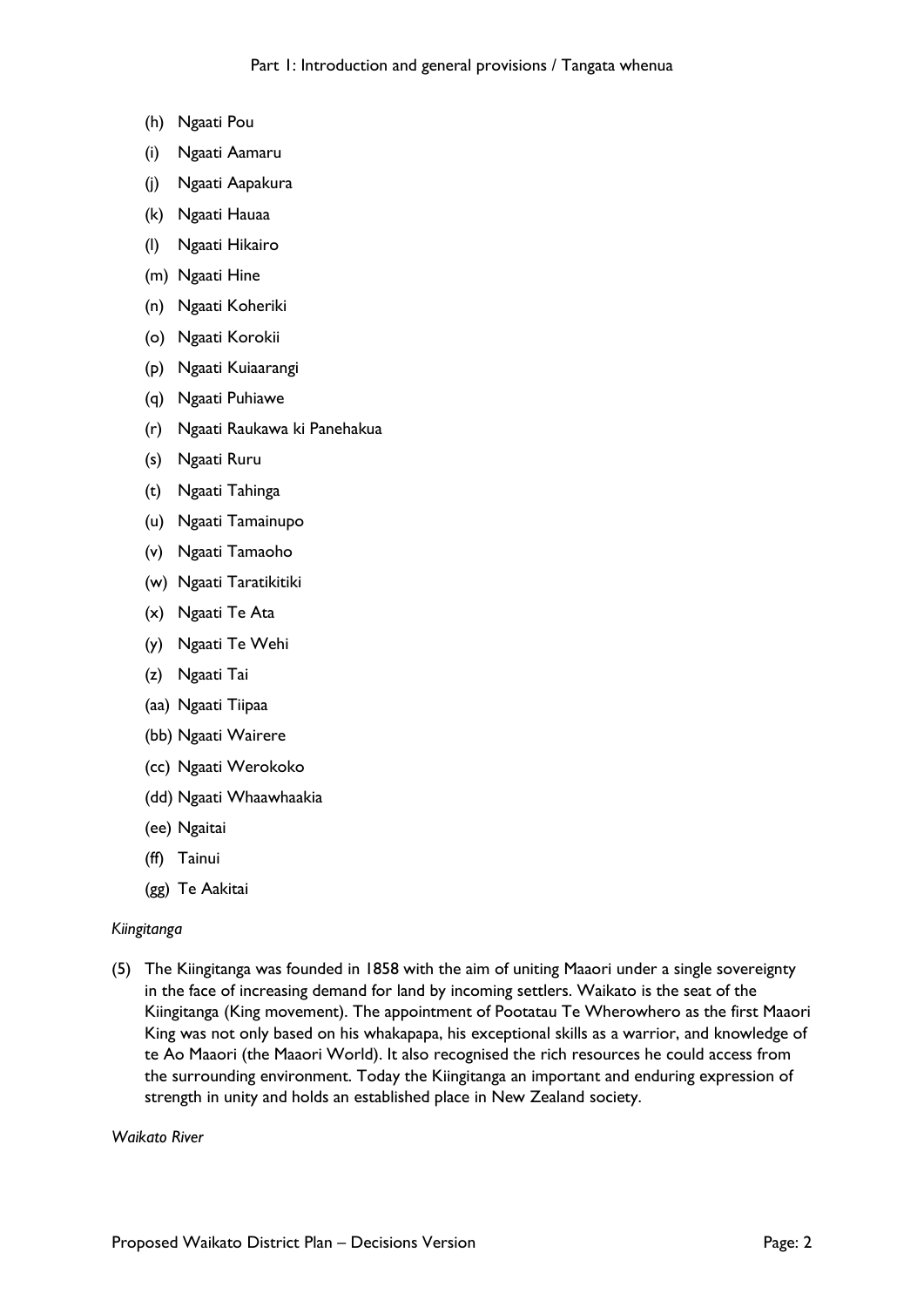(h) Ngaati Pou

(i) Ngaati Aamaru

(j) Ngaati Aapakura

(k) Ngaati Hauaa

(l) Ngaati Hikairo

(m) Ngaati Hine

(n) Ngaati Koheriki

(o) Ngaati Korokii

(p) Ngaati Kuiaarangi

(q) Ngaati Puhiawe

(r) Ngaati Raukawa ki Panehakua

(s) Ngaati Ruru

(t) Ngaati Tahinga

(u) Ngaati Tamainupo

(v) Ngaati Tamaoho

(w) Ngaati Taratikitiki

(x) Ngaati Te Ata

(y) Ngaati Te Wehi

(z) Ngaati Tai

(aa) Ngaati Tiipaa

(bb) Ngaati Wairere

(cc) Ngaati Werokoko

(dd) Ngaati Whaawhaakia

(ee) Ngaitai

(ff) Tainui

(gg) Te Aakitai

*Kiingitanga*

(5) The Kiingitanga was founded in 1858 with the aim of uniting Maaori under a single sovereignty in the face of increasing demand for land by incoming settlers. Waikato is the seat of the Kiingitanga (King movement). The appointment of Pootatau Te Wherowhero as the first Maaori King was not only based on his whakapapa, his exceptional skills as a warrior, and knowledge of te Ao Maaori (the Maaori World). It also recognised the rich resources he could access from the surrounding environment. Today the Kiingitanga an important and enduring expression of strength in unity and holds an established place in New Zealand society.

*Waikato River*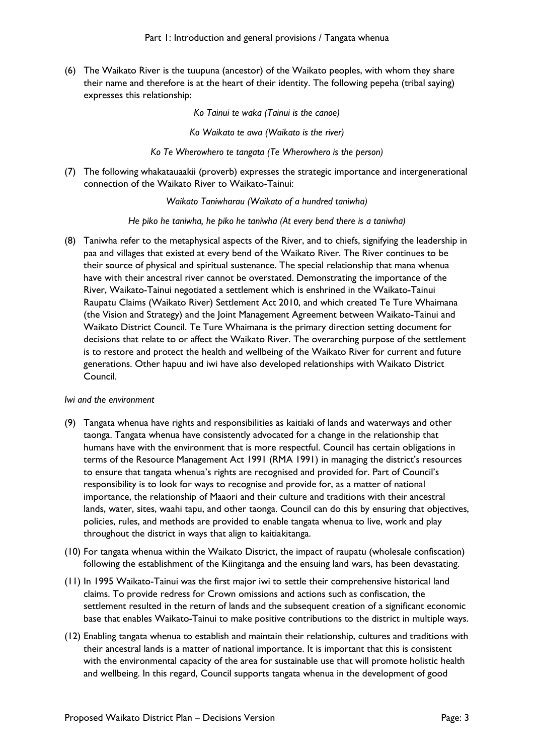(6) The Waikato River is the tuupuna (ancestor) of the Waikato peoples, with whom they share their name and therefore is at the heart of their identity. The following pepeha (tribal saying) expresses this relationship:

*Ko Tainui te waka (Tainui is the canoe)*

*Ko Waikato te awa (Waikato is the river)*

*Ko Te Wherowhero te tangata (Te Wherowhero is the person)*

(7) The following whakatauaakii (proverb) expresses the strategic importance and intergenerational connection of the Waikato River to Waikato-Tainui:

*Waikato Taniwharau (Waikato of a hundred taniwha)*

*He piko he taniwha, he piko he taniwha (At every bend there is a taniwha)*

(8) Taniwha refer to the metaphysical aspects of the River, and to chiefs, signifying the leadership in paa and villages that existed at every bend of the Waikato River. The River continues to be their source of physical and spiritual sustenance. The special relationship that mana whenua have with their ancestral river cannot be overstated. Demonstrating the importance of the River, Waikato-Tainui negotiated a settlement which is enshrined in the Waikato-Tainui Raupatu Claims (Waikato River) Settlement Act 2010, and which created Te Ture Whaimana (the Vision and Strategy) and the Joint Management Agreement between Waikato-Tainui and Waikato District Council. Te Ture Whaimana is the primary direction setting document for decisions that relate to or affect the Waikato River. The overarching purpose of the settlement is to restore and protect the health and wellbeing of the Waikato River for current and future generations. Other hapuu and iwi have also developed relationships with Waikato District Council.

*Iwi and the environment*

(9) Tangata whenua have rights and responsibilities as kaitiaki of lands and waterways and other taonga. Tangata whenua have consistently advocated for a change in the relationship that humans have with the environment that is more respectful. Council has certain obligations in terms of the Resource Management Act 1991 (RMA 1991) in managing the district's resources to ensure that tangata whenua's rights are recognised and provided for. Part of Council's responsibility is to look for ways to recognise and provide for, as a matter of national importance, the relationship of Maaori and their culture and traditions with their ancestral lands, water, sites, waahi tapu, and other taonga. Council can do this by ensuring that objectives, policies, rules, and methods are provided to enable tangata whenua to live, work and play throughout the district in ways that align to kaitiakitanga.

(10) For tangata whenua within the Waikato District, the impact of raupatu (wholesale confiscation) following the establishment of the Kiingitanga and the ensuing land wars, has been devastating.

(11) In 1995 Waikato-Tainui was the first major iwi to settle their comprehensive historical land claims. To provide redress for Crown omissions and actions such as confiscation, the settlement resulted in the return of lands and the subsequent creation of a significant economic base that enables Waikato-Tainui to make positive contributions to the district in multiple ways.

(12) Enabling tangata whenua to establish and maintain their relationship, cultures and traditions with their ancestral lands is a matter of national importance. It is important that this is consistent with the environmental capacity of the area for sustainable use that will promote holistic health and wellbeing. In this regard, Council supports tangata whenua in the development of good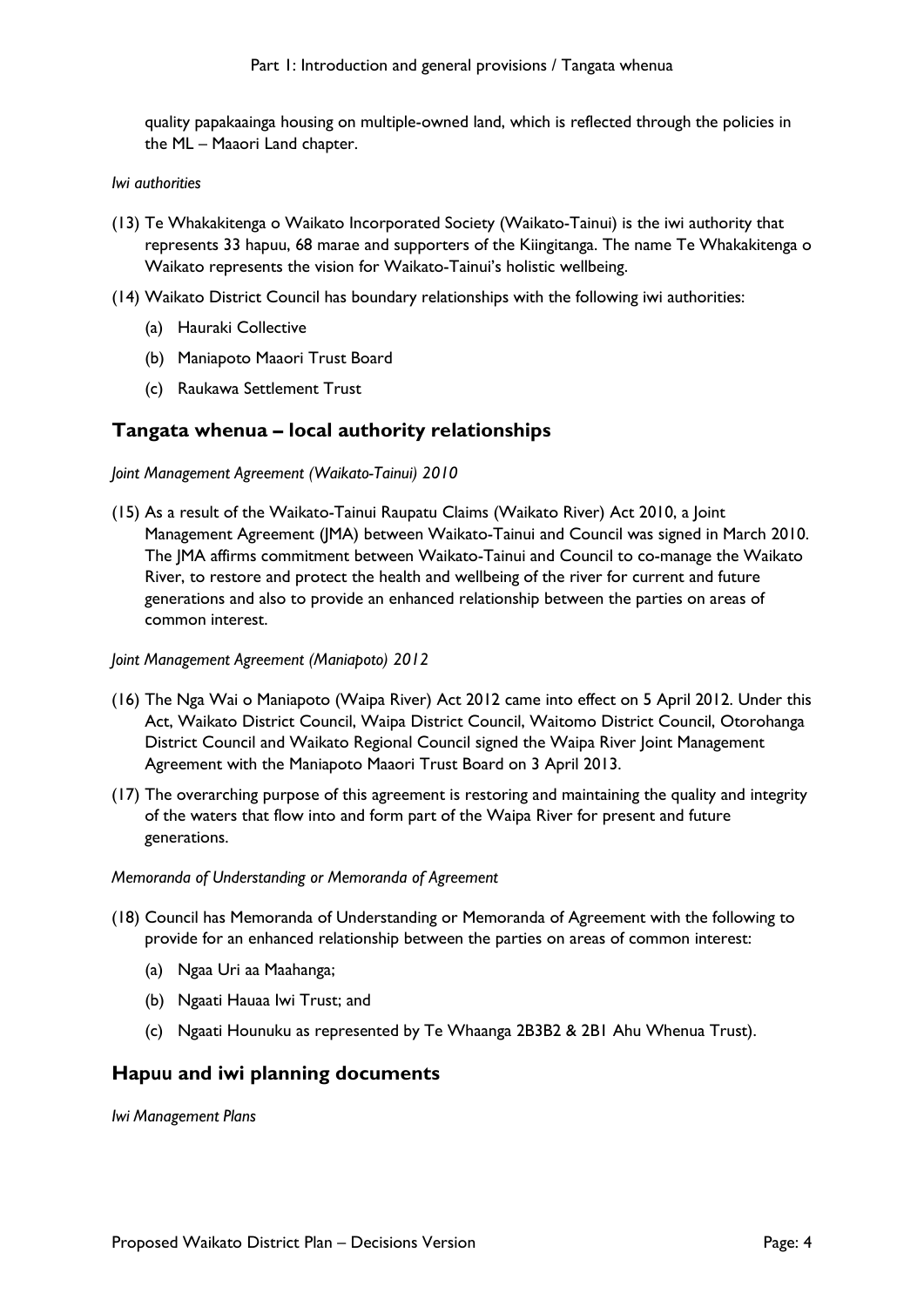quality papakaainga housing on multiple-owned land, which is reflected through the policies in the ML – Maaori Land chapter.

*Iwi authorities*

(13) Te Whakakitenga o Waikato Incorporated Society (Waikato-Tainui) is the iwi authority that represents 33 hapuu, 68 marae and supporters of the Kiingitanga. The name Te Whakakitenga o Waikato represents the vision for Waikato-Tainui's holistic wellbeing.

(14) Waikato District Council has boundary relationships with the following iwi authorities:

- (a) Hauraki Collective
- (b) Maniapoto Maaori Trust Board
- (c) Raukawa Settlement Trust

## Tangata whenua – local authority relationships

*Joint Management Agreement (Waikato-Tainui) 2010*

(15) As a result of the Waikato-Tainui Raupatu Claims (Waikato River) Act 2010, a Joint Management Agreement (JMA) between Waikato-Tainui and Council was signed in March 2010. The JMA affirms commitment between Waikato-Tainui and Council to co-manage the Waikato River, to restore and protect the health and wellbeing of the river for current and future generations and also to provide an enhanced relationship between the parties on areas of common interest.

*Joint Management Agreement (Maniapoto) 2012*

(16) The Nga Wai o Maniapoto (Waipa River) Act 2012 came into effect on 5 April 2012. Under this Act, Waikato District Council, Waipa District Council, Waitomo District Council, Otorohanga District Council and Waikato Regional Council signed the Waipa River Joint Management Agreement with the Maniapoto Maaori Trust Board on 3 April 2013.

(17) The overarching purpose of this agreement is restoring and maintaining the quality and integrity of the waters that flow into and form part of the Waipa River for present and future generations.

*Memoranda of Understanding or Memoranda of Agreement*

(18) Council has Memoranda of Understanding or Memoranda of Agreement with the following to provide for an enhanced relationship between the parties on areas of common interest:

- (a) Ngaa Uri aa Maahanga;
- (b) Ngaati Hauaa Iwi Trust; and
- (c) Ngaati Hounuku as represented by Te Whaanga 2B3B2 & 2B1 Ahu Whenua Trust).

## Hapuu and iwi planning documents

*Iwi Management Plans*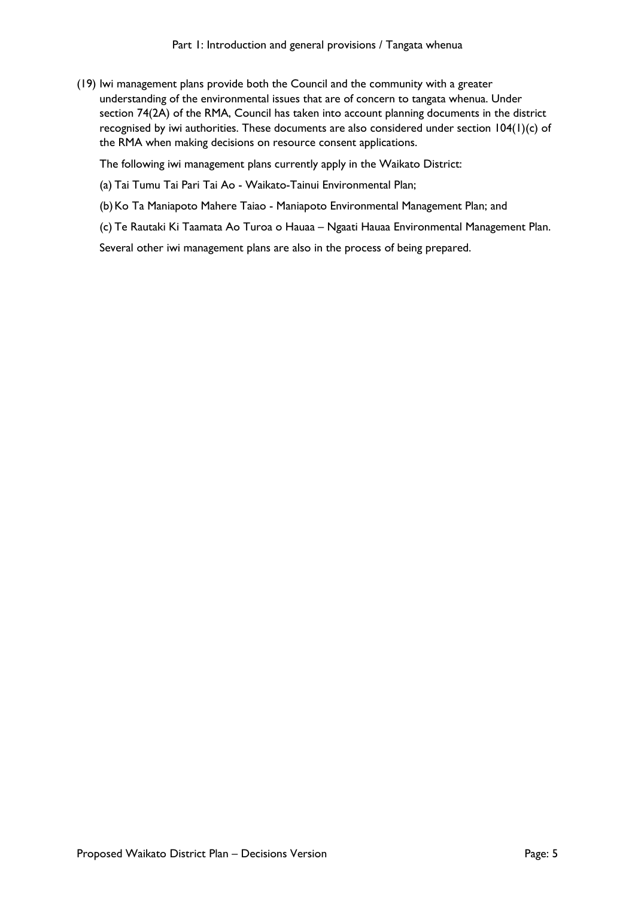(19) Iwi management plans provide both the Council and the community with a greater understanding of the environmental issues that are of concern to tangata whenua. Under section 74(2A) of the RMA, Council has taken into account planning documents in the district recognised by iwi authorities. These documents are also considered under section 104(1)(c) of the RMA when making decisions on resource consent applications.

The following iwi management plans currently apply in the Waikato District:

(a) Tai Tumu Tai Pari Tai Ao - Waikato-Tainui Environmental Plan;

(b) Ko Ta Maniapoto Mahere Taiao - Maniapoto Environmental Management Plan; and

(c) Te Rautaki Ki Taamata Ao Turoa o Hauaa – Ngaati Hauaa Environmental Management Plan.

Several other iwi management plans are also in the process of being prepared.